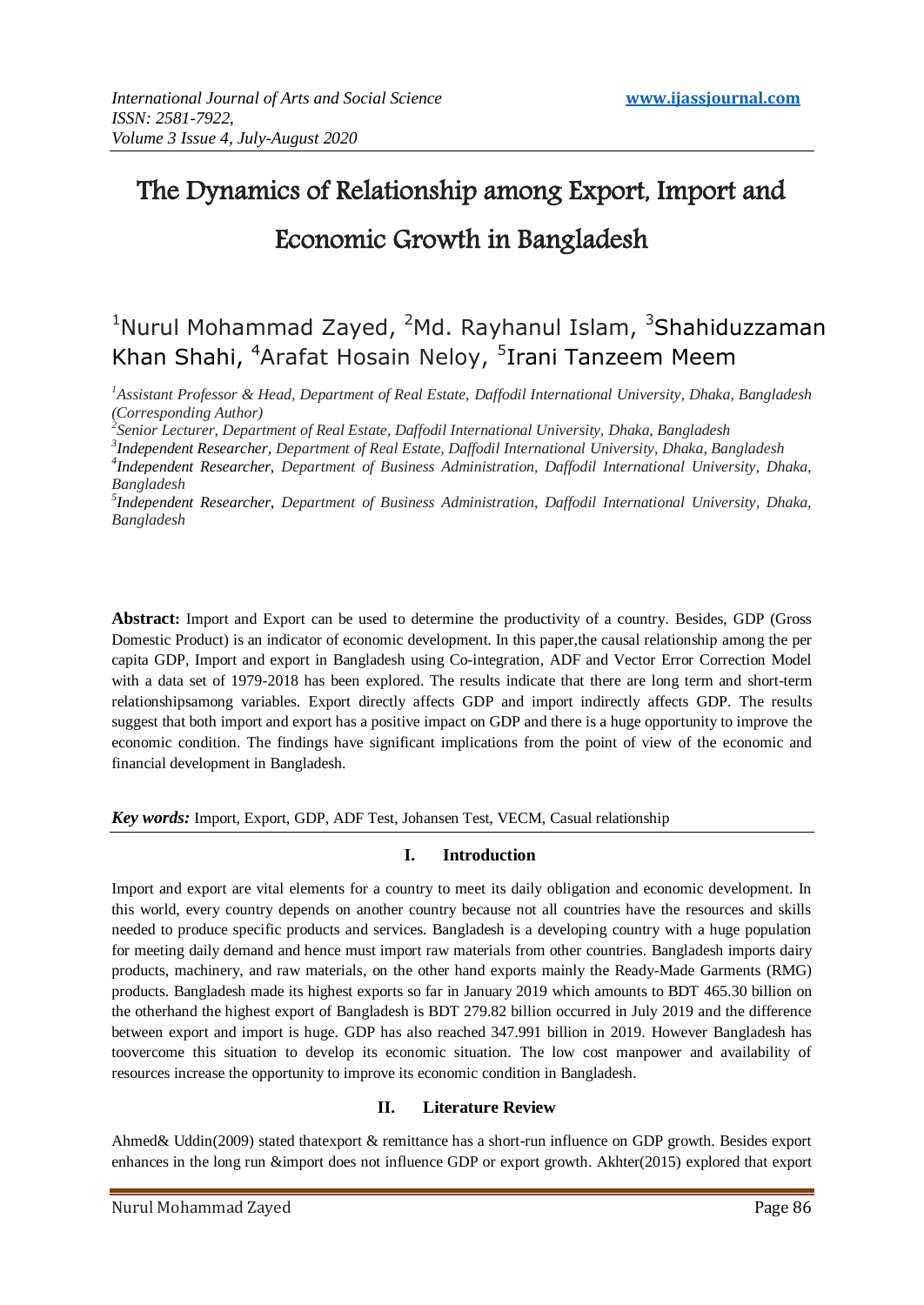# The Dynamics of Relationship among Export, Import and Economic Growth in Bangladesh

[1]Nurul Mohammad Zayed, [2]Md. Rayhanul Islam, [3]Shahiduzzaman Khan Shahi, [4]Arafat Hosain Neloy, [5]Irani Tanzeem Meem

*[1]Assistant Professor & Head, Department of Real Estate, Daffodil International University, Dhaka, Bangladesh (Corresponding Author)*
*[2]Senior Lecturer, Department of Real Estate, Daffodil International University, Dhaka, Bangladesh*
*[3]Independent Researcher, Department of Real Estate, Daffodil International University, Dhaka, Bangladesh*
*[4]Independent Researcher, Department of Business Administration, Daffodil International University, Dhaka, Bangladesh*
*[5]Independent Researcher, Department of Business Administration, Daffodil International University, Dhaka, Bangladesh*

**Abstract:** Import and Export can be used to determine the productivity of a country. Besides, GDP (Gross Domestic Product) is an indicator of economic development. In this paper,the causal relationship among the per capita GDP, Import and export in Bangladesh using Co-integration, ADF and Vector Error Correction Model with a data set of 1979-2018 has been explored. The results indicate that there are long term and short-term relationshipsamong variables. Export directly affects GDP and import indirectly affects GDP. The results suggest that both import and export has a positive impact on GDP and there is a huge opportunity to improve the economic condition. The findings have significant implications from the point of view of the economic and financial development in Bangladesh.

***Key words:*** Import, Export, GDP, ADF Test, Johansen Test, VECM, Casual relationship

## I. Introduction

Import and export are vital elements for a country to meet its daily obligation and economic development. In this world, every country depends on another country because not all countries have the resources and skills needed to produce specific products and services. Bangladesh is a developing country with a huge population for meeting daily demand and hence must import raw materials from other countries. Bangladesh imports dairy products, machinery, and raw materials, on the other hand exports mainly the Ready-Made Garments (RMG) products. Bangladesh made its highest exports so far in January 2019 which amounts to BDT 465.30 billion on the otherhand the highest export of Bangladesh is BDT 279.82 billion occurred in July 2019 and the difference between export and import is huge. GDP has also reached 347.991 billion in 2019. However Bangladesh has toovercome this situation to develop its economic situation. The low cost manpower and availability of resources increase the opportunity to improve its economic condition in Bangladesh.

## II. Literature Review

Ahmed& Uddin(2009) stated thatexport & remittance has a short-run influence on GDP growth. Besides export enhances in the long run &import does not influence GDP or export growth. Akhter(2015) explored that export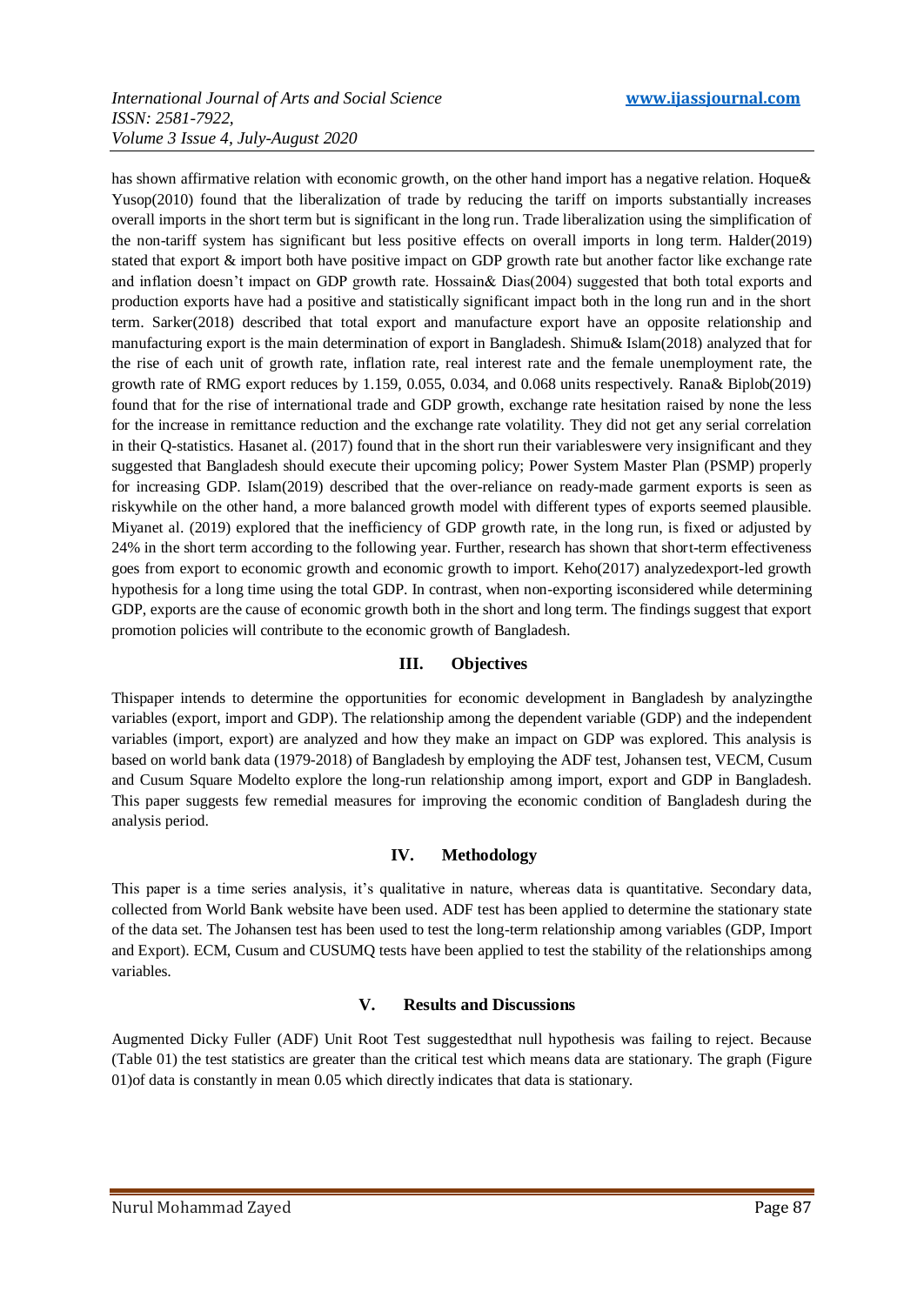has shown affirmative relation with economic growth, on the other hand import has a negative relation. Hoque& Yusop(2010) found that the liberalization of trade by reducing the tariff on imports substantially increases overall imports in the short term but is significant in the long run. Trade liberalization using the simplification of the non-tariff system has significant but less positive effects on overall imports in long term. Halder(2019) stated that export & import both have positive impact on GDP growth rate but another factor like exchange rate and inflation doesn't impact on GDP growth rate. Hossain& Dias(2004) suggested that both total exports and production exports have had a positive and statistically significant impact both in the long run and in the short term. Sarker(2018) described that total export and manufacture export have an opposite relationship and manufacturing export is the main determination of export in Bangladesh. Shimu& Islam(2018) analyzed that for the rise of each unit of growth rate, inflation rate, real interest rate and the female unemployment rate, the growth rate of RMG export reduces by 1.159, 0.055, 0.034, and 0.068 units respectively. Rana& Biplob(2019) found that for the rise of international trade and GDP growth, exchange rate hesitation raised by none the less for the increase in remittance reduction and the exchange rate volatility. They did not get any serial correlation in their Q-statistics. Hasanet al. (2017) found that in the short run their variableswere very insignificant and they suggested that Bangladesh should execute their upcoming policy; Power System Master Plan (PSMP) properly for increasing GDP. Islam(2019) described that the over-reliance on ready-made garment exports is seen as riskywhile on the other hand, a more balanced growth model with different types of exports seemed plausible. Miyanet al. (2019) explored that the inefficiency of GDP growth rate, in the long run, is fixed or adjusted by 24% in the short term according to the following year. Further, research has shown that short-term effectiveness goes from export to economic growth and economic growth to import. Keho(2017) analyzedexport-led growth hypothesis for a long time using the total GDP. In contrast, when non-exporting isconsidered while determining GDP, exports are the cause of economic growth both in the short and long term. The findings suggest that export promotion policies will contribute to the economic growth of Bangladesh.

## III. Objectives

Thispaper intends to determine the opportunities for economic development in Bangladesh by analyzingthe variables (export, import and GDP). The relationship among the dependent variable (GDP) and the independent variables (import, export) are analyzed and how they make an impact on GDP was explored. This analysis is based on world bank data (1979-2018) of Bangladesh by employing the ADF test, Johansen test, VECM, Cusum and Cusum Square Modelto explore the long-run relationship among import, export and GDP in Bangladesh. This paper suggests few remedial measures for improving the economic condition of Bangladesh during the analysis period.

## IV. Methodology

This paper is a time series analysis, it's qualitative in nature, whereas data is quantitative. Secondary data, collected from World Bank website have been used. ADF test has been applied to determine the stationary state of the data set. The Johansen test has been used to test the long-term relationship among variables (GDP, Import and Export). ECM, Cusum and CUSUMQ tests have been applied to test the stability of the relationships among variables.

## V. Results and Discussions

Augmented Dicky Fuller (ADF) Unit Root Test suggestedthat null hypothesis was failing to reject. Because (Table 01) the test statistics are greater than the critical test which means data are stationary. The graph (Figure 01)of data is constantly in mean 0.05 which directly indicates that data is stationary.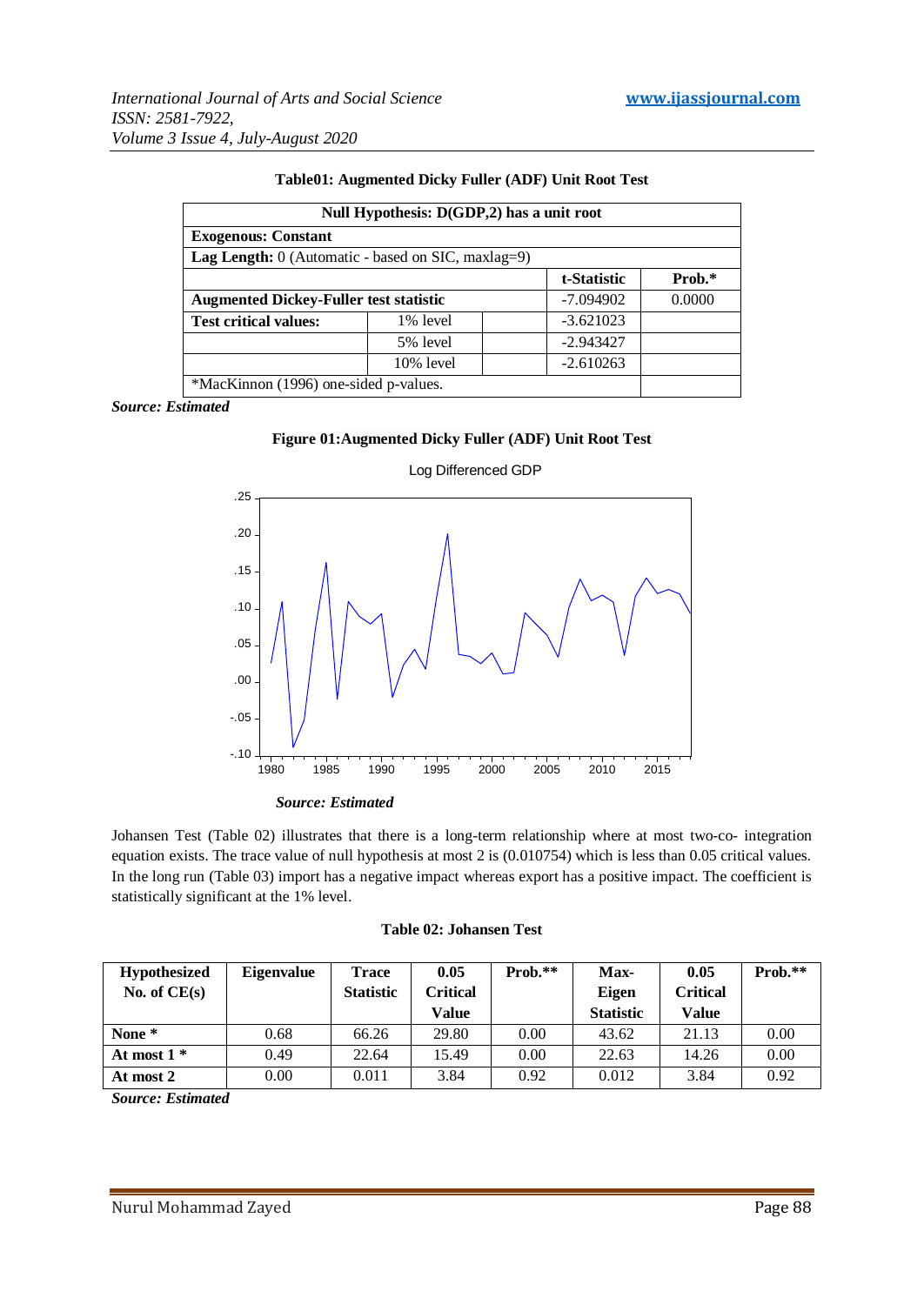**Table01: Augmented Dicky Fuller (ADF) Unit Root Test**

| Null Hypothesis: D(GDP,2) has a unit root | | | | |
|---|---|---|---|---|
| **Exogenous: Constant** | | | | |
| **Lag Length:** 0 (Automatic - based on SIC, maxlag=9) | | | | |
| | | | **t-Statistic** | **Prob.*** |
| **Augmented Dickey-Fuller test statistic** | | | -7.094902 | 0.0000 |
| **Test critical values:** | 1% level | | -3.621023 | |
| | 5% level | | -2.943427 | |
| | 10% level | | -2.610263 | |
| *MacKinnon (1996) one-sided p-values. | | | | |

***Source: Estimated***

**Figure 01:Augmented Dicky Fuller (ADF) Unit Root Test**

***Source: Estimated***

Johansen Test (Table 02) illustrates that there is a long-term relationship where at most two-co- integration equation exists. The trace value of null hypothesis at most 2 is (0.010754) which is less than 0.05 critical values. In the long run (Table 03) import has a negative impact whereas export has a positive impact. The coefficient is statistically significant at the 1% level.

**Table 02: Johansen Test**

| Hypothesized No. of CE(s) | Eigenvalue | Trace Statistic | 0.05 Critical Value | Prob.** | Max-Eigen Statistic | 0.05 Critical Value | Prob.** |
|---|---|---|---|---|---|---|---|
| **None *** | 0.68 | 66.26 | 29.80 | 0.00 | 43.62 | 21.13 | 0.00 |
| **At most 1 *** | 0.49 | 22.64 | 15.49 | 0.00 | 22.63 | 14.26 | 0.00 |
| **At most 2** | 0.00 | 0.011 | 3.84 | 0.92 | 0.012 | 3.84 | 0.92 |

***Source: Estimated***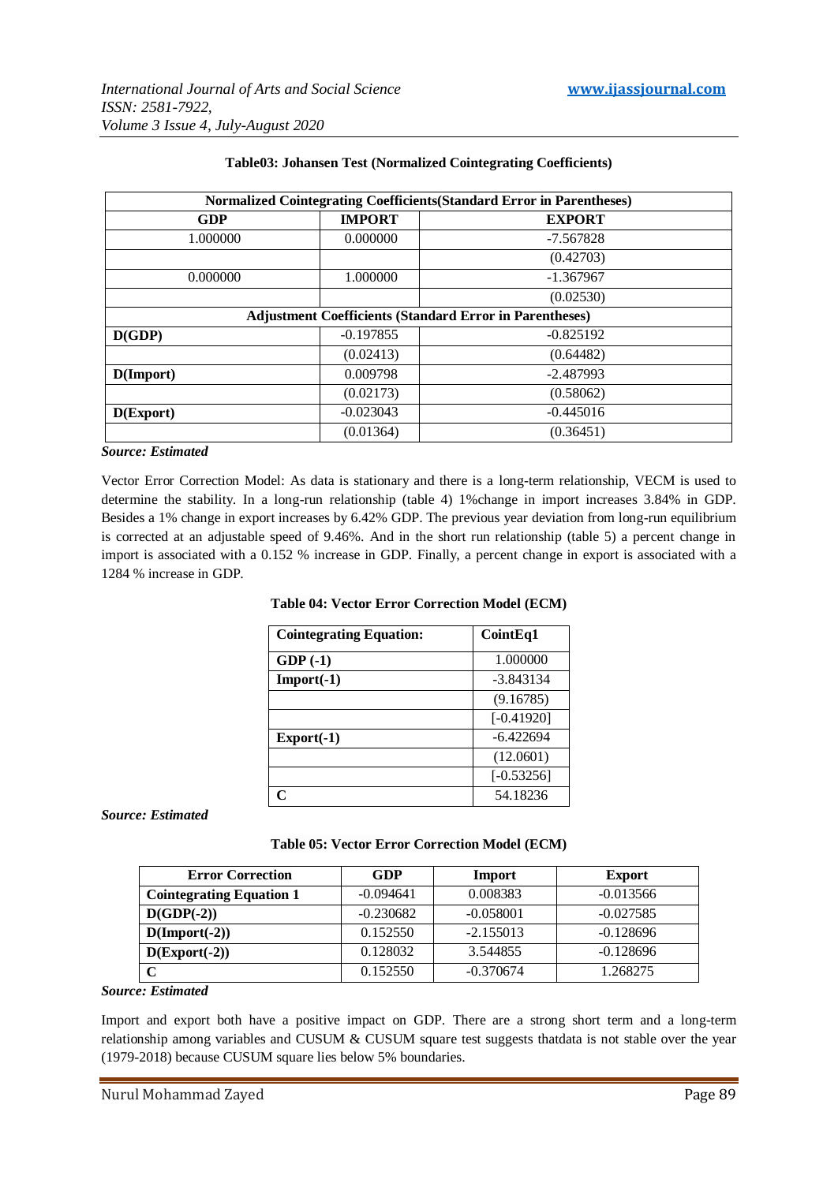**Table03: Johansen Test (Normalized Cointegrating Coefficients)**

| Normalized Cointegrating Coefficients(Standard Error in Parentheses) | | |
|---|---|---|
| **GDP** | **IMPORT** | **EXPORT** |
| 1.000000 | 0.000000 | -7.567828 |
| | | (0.42703) |
| 0.000000 | 1.000000 | -1.367967 |
| | | (0.02530) |
| **Adjustment Coefficients (Standard Error in Parentheses)** | | |
| **D(GDP)** | -0.197855 | -0.825192 |
| | (0.02413) | (0.64482) |
| **D(Import)** | 0.009798 | -2.487993 |
| | (0.02173) | (0.58062) |
| **D(Export)** | -0.023043 | -0.445016 |
| | (0.01364) | (0.36451) |

***Source: Estimated***

Vector Error Correction Model: As data is stationary and there is a long-term relationship, VECM is used to determine the stability. In a long-run relationship (table 4) 1%change in import increases 3.84% in GDP. Besides a 1% change in export increases by 6.42% GDP. The previous year deviation from long-run equilibrium is corrected at an adjustable speed of 9.46%. And in the short run relationship (table 5) a percent change in import is associated with a 0.152 % increase in GDP. Finally, a percent change in export is associated with a 1284 % increase in GDP.

**Table 04: Vector Error Correction Model (ECM)**

| **Cointegrating Equation:** | **CointEq1** |
|---|---|
| **GDP (-1)** | 1.000000 |
| **Import(-1)** | -3.843134 |
| | (9.16785) |
| | [-0.41920] |
| **Export(-1)** | -6.422694 |
| | (12.0601) |
| | [-0.53256] |
| **C** | 54.18236 |

***Source: Estimated***

**Table 05: Vector Error Correction Model (ECM)**

| **Error Correction** | **GDP** | **Import** | **Export** |
|---|---|---|---|
| **Cointegrating Equation 1** | -0.094641 | 0.008383 | -0.013566 |
| **D(GDP(-2))** | -0.230682 | -0.058001 | -0.027585 |
| **D(Import(-2))** | 0.152550 | -2.155013 | -0.128696 |
| **D(Export(-2))** | 0.128032 | 3.544855 | -0.128696 |
| **C** | 0.152550 | -0.370674 | 1.268275 |

***Source: Estimated***

Import and export both have a positive impact on GDP. There are a strong short term and a long-term relationship among variables and CUSUM & CUSUM square test suggests thatdata is not stable over the year (1979-2018) because CUSUM square lies below 5% boundaries.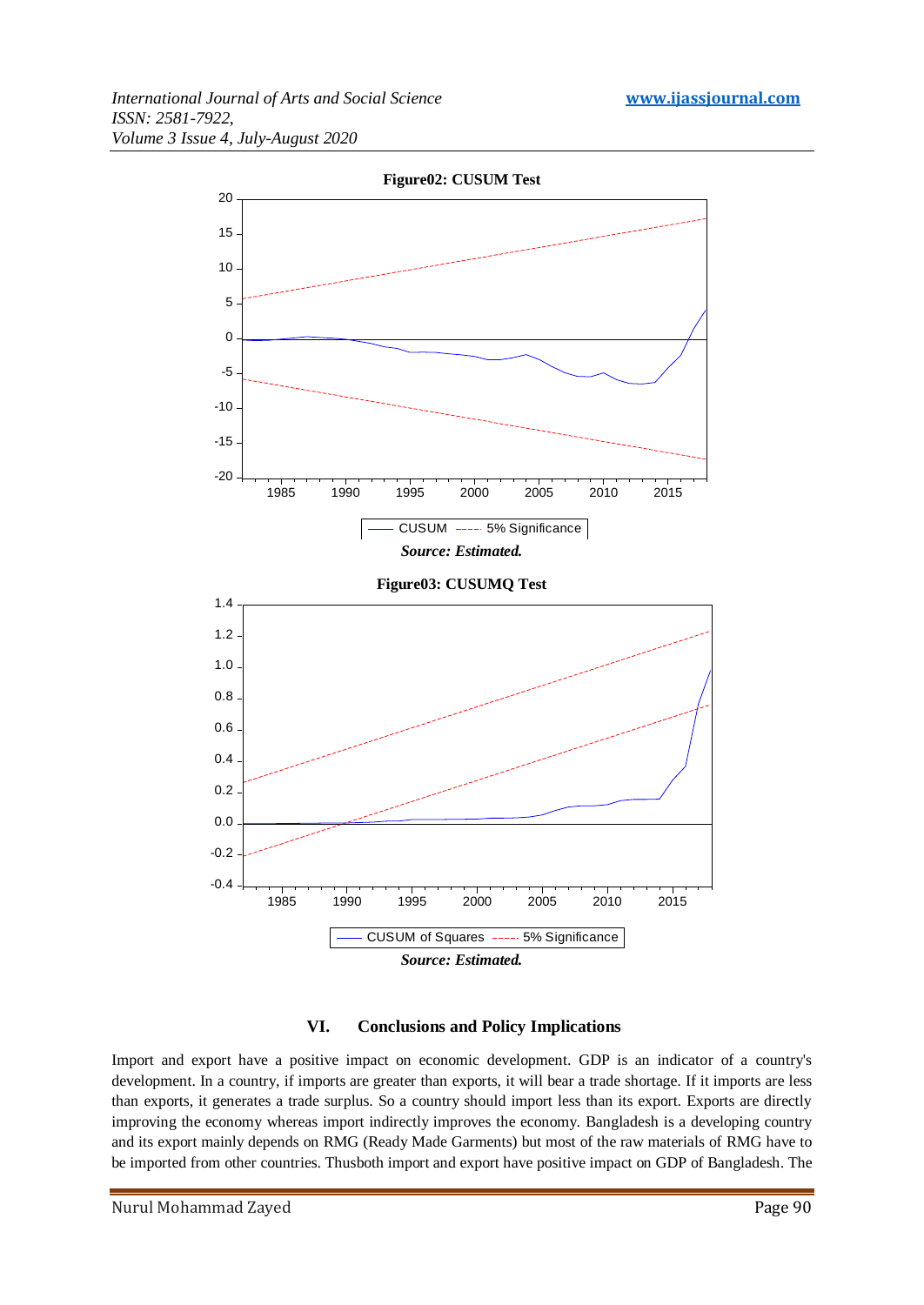**Figure02: CUSUM Test**

*Source: Estimated.*

**Figure03: CUSUMQ Test**

*Source: Estimated.*

## VI. Conclusions and Policy Implications

Import and export have a positive impact on economic development. GDP is an indicator of a country's development. In a country, if imports are greater than exports, it will bear a trade shortage. If it imports are less than exports, it generates a trade surplus. So a country should import less than its export. Exports are directly improving the economy whereas import indirectly improves the economy. Bangladesh is a developing country and its export mainly depends on RMG (Ready Made Garments) but most of the raw materials of RMG have to be imported from other countries. Thusboth import and export have positive impact on GDP of Bangladesh. The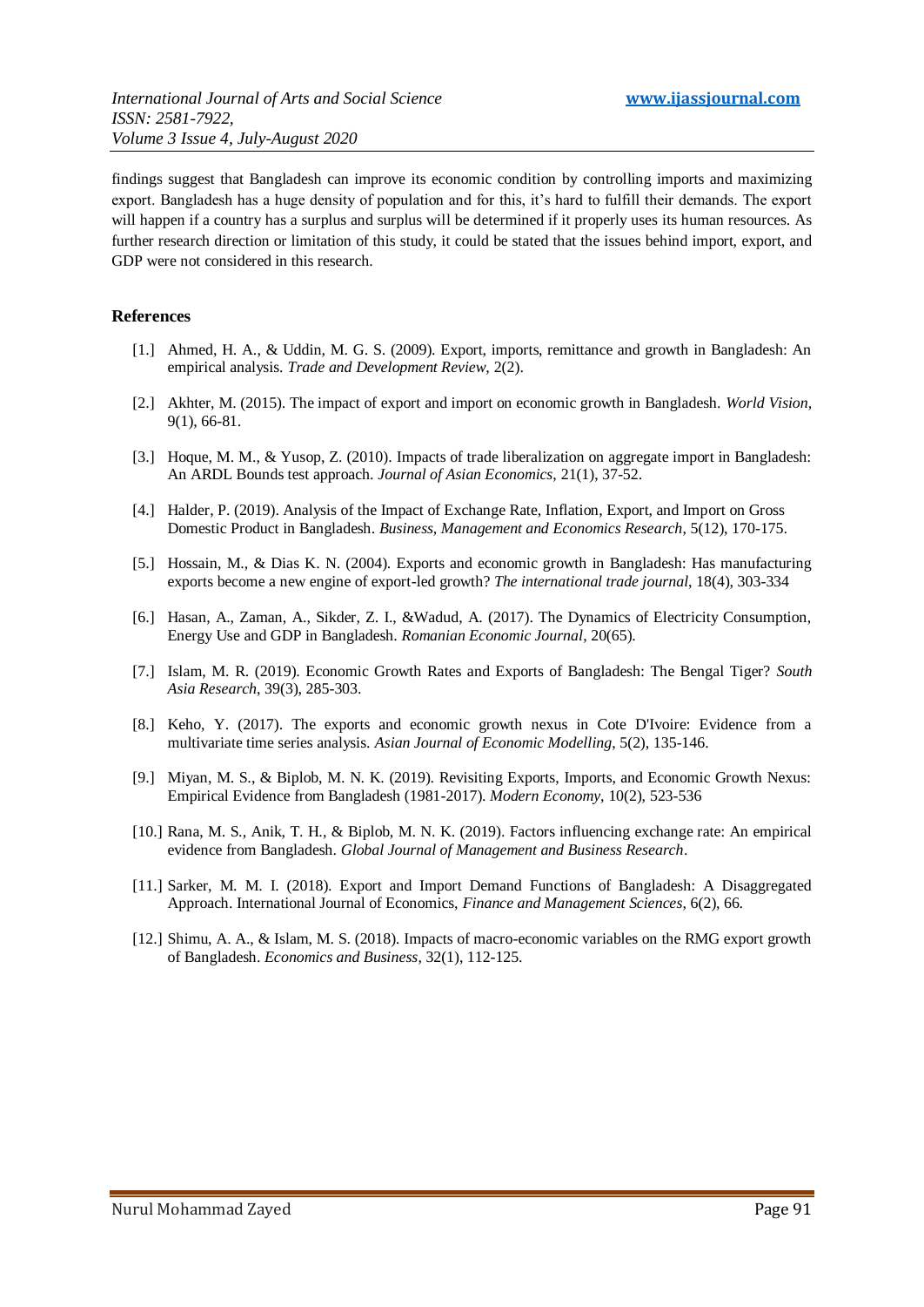findings suggest that Bangladesh can improve its economic condition by controlling imports and maximizing export. Bangladesh has a huge density of population and for this, it's hard to fulfill their demands. The export will happen if a country has a surplus and surplus will be determined if it properly uses its human resources. As further research direction or limitation of this study, it could be stated that the issues behind import, export, and GDP were not considered in this research.

## References

[1.] Ahmed, H. A., & Uddin, M. G. S. (2009). Export, imports, remittance and growth in Bangladesh: An empirical analysis. *Trade and Development Review*, 2(2).

[2.] Akhter, M. (2015). The impact of export and import on economic growth in Bangladesh. *World Vision*, 9(1), 66-81.

[3.] Hoque, M. M., & Yusop, Z. (2010). Impacts of trade liberalization on aggregate import in Bangladesh: An ARDL Bounds test approach. *Journal of Asian Economics*, 21(1), 37-52.

[4.] Halder, P. (2019). Analysis of the Impact of Exchange Rate, Inflation, Export, and Import on Gross Domestic Product in Bangladesh. *Business, Management and Economics Research*, 5(12), 170-175.

[5.] Hossain, M., & Dias K. N. (2004). Exports and economic growth in Bangladesh: Has manufacturing exports become a new engine of export-led growth? *The international trade journal*, 18(4), 303-334

[6.] Hasan, A., Zaman, A., Sikder, Z. I., &Wadud, A. (2017). The Dynamics of Electricity Consumption, Energy Use and GDP in Bangladesh. *Romanian Economic Journal*, 20(65).

[7.] Islam, M. R. (2019). Economic Growth Rates and Exports of Bangladesh: The Bengal Tiger? *South Asia Research*, 39(3), 285-303.

[8.] Keho, Y. (2017). The exports and economic growth nexus in Cote D'Ivoire: Evidence from a multivariate time series analysis. *Asian Journal of Economic Modelling*, 5(2), 135-146.

[9.] Miyan, M. S., & Biplob, M. N. K. (2019). Revisiting Exports, Imports, and Economic Growth Nexus: Empirical Evidence from Bangladesh (1981-2017). *Modern Economy*, 10(2), 523-536

[10.] Rana, M. S., Anik, T. H., & Biplob, M. N. K. (2019). Factors influencing exchange rate: An empirical evidence from Bangladesh. *Global Journal of Management and Business Research*.

[11.] Sarker, M. M. I. (2018). Export and Import Demand Functions of Bangladesh: A Disaggregated Approach. International Journal of Economics, *Finance and Management Sciences*, 6(2), 66.

[12.] Shimu, A. A., & Islam, M. S. (2018). Impacts of macro-economic variables on the RMG export growth of Bangladesh. *Economics and Business*, 32(1), 112-125.